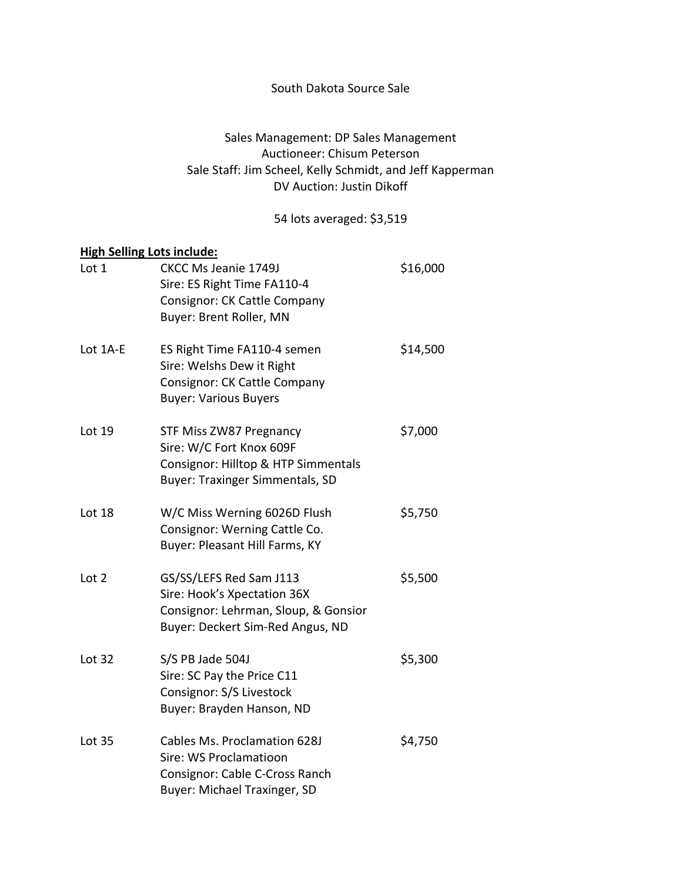# South Dakota Source Sale

Sales Management: DP Sales Management
Auctioneer: Chisum Peterson
Sale Staff: Jim Scheel, Kelly Schmidt, and Jeff Kapperman
DV Auction: Justin Dikoff

54 lots averaged: $3,519

**High Selling Lots include:**

| Lot | Description | Price |
|---|---|---|
| Lot 1 | CKCC Ms Jeanie 1749J<br>Sire: ES Right Time FA110-4<br>Consignor: CK Cattle Company<br>Buyer: Brent Roller, MN | $16,000 |
| Lot 1A-E | ES Right Time FA110-4 semen<br>Sire: Welshs Dew it Right<br>Consignor: CK Cattle Company<br>Buyer: Various Buyers | $14,500 |
| Lot 19 | STF Miss ZW87 Pregnancy<br>Sire: W/C Fort Knox 609F<br>Consignor: Hilltop & HTP Simmentals<br>Buyer: Traxinger Simmentals, SD | $7,000 |
| Lot 18 | W/C Miss Werning 6026D Flush<br>Consignor: Werning Cattle Co.<br>Buyer: Pleasant Hill Farms, KY | $5,750 |
| Lot 2 | GS/SS/LEFS Red Sam J113<br>Sire: Hook's Xpectation 36X<br>Consignor: Lehrman, Sloup, & Gonsior<br>Buyer: Deckert Sim-Red Angus, ND | $5,500 |
| Lot 32 | S/S PB Jade 504J<br>Sire: SC Pay the Price C11<br>Consignor: S/S Livestock<br>Buyer: Brayden Hanson, ND | $5,300 |
| Lot 35 | Cables Ms. Proclamation 628J<br>Sire: WS Proclamatioon<br>Consignor: Cable C-Cross Ranch<br>Buyer: Michael Traxinger, SD | $4,750 |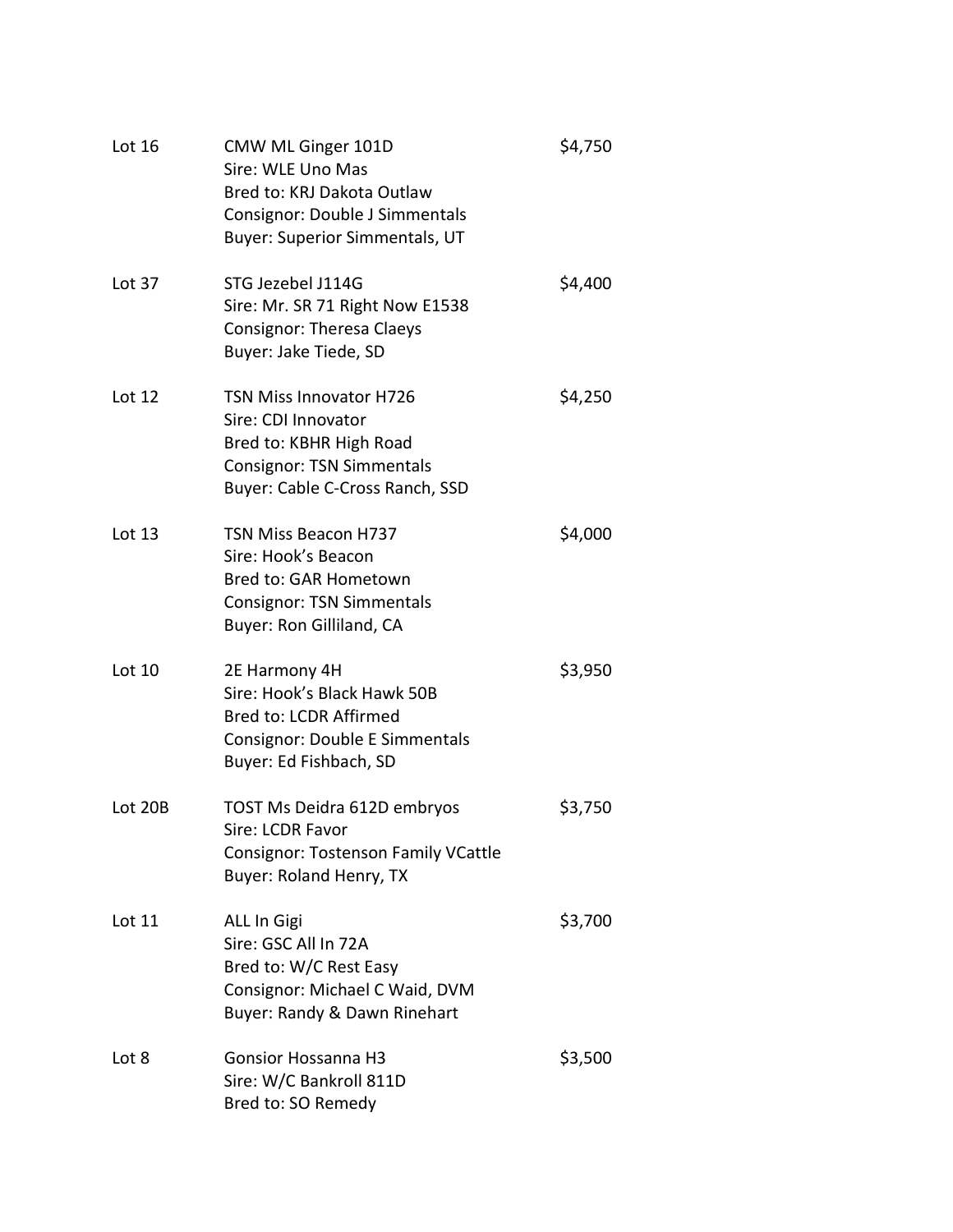Lot 16 | CMW ML Ginger 101D | $4,750
Sire: WLE Uno Mas
Bred to: KRJ Dakota Outlaw
Consignor: Double J Simmentals
Buyer: Superior Simmentals, UT

Lot 37 | STG Jezebel J114G | $4,400
Sire: Mr. SR 71 Right Now E1538
Consignor: Theresa Claeys
Buyer: Jake Tiede, SD

Lot 12 | TSN Miss Innovator H726 | $4,250
Sire: CDI Innovator
Bred to: KBHR High Road
Consignor: TSN Simmentals
Buyer: Cable C-Cross Ranch, SSD

Lot 13 | TSN Miss Beacon H737 | $4,000
Sire: Hook's Beacon
Bred to: GAR Hometown
Consignor: TSN Simmentals
Buyer: Ron Gilliland, CA

Lot 10 | 2E Harmony 4H | $3,950
Sire: Hook's Black Hawk 50B
Bred to: LCDR Affirmed
Consignor: Double E Simmentals
Buyer: Ed Fishbach, SD

Lot 20B | TOST Ms Deidra 612D embryos | $3,750
Sire: LCDR Favor
Consignor: Tostenson Family VCattle
Buyer: Roland Henry, TX

Lot 11 | ALL In Gigi | $3,700
Sire: GSC All In 72A
Bred to: W/C Rest Easy
Consignor: Michael C Waid, DVM
Buyer: Randy & Dawn Rinehart

Lot 8 | Gonsior Hossanna H3 | $3,500
Sire: W/C Bankroll 811D
Bred to: SO Remedy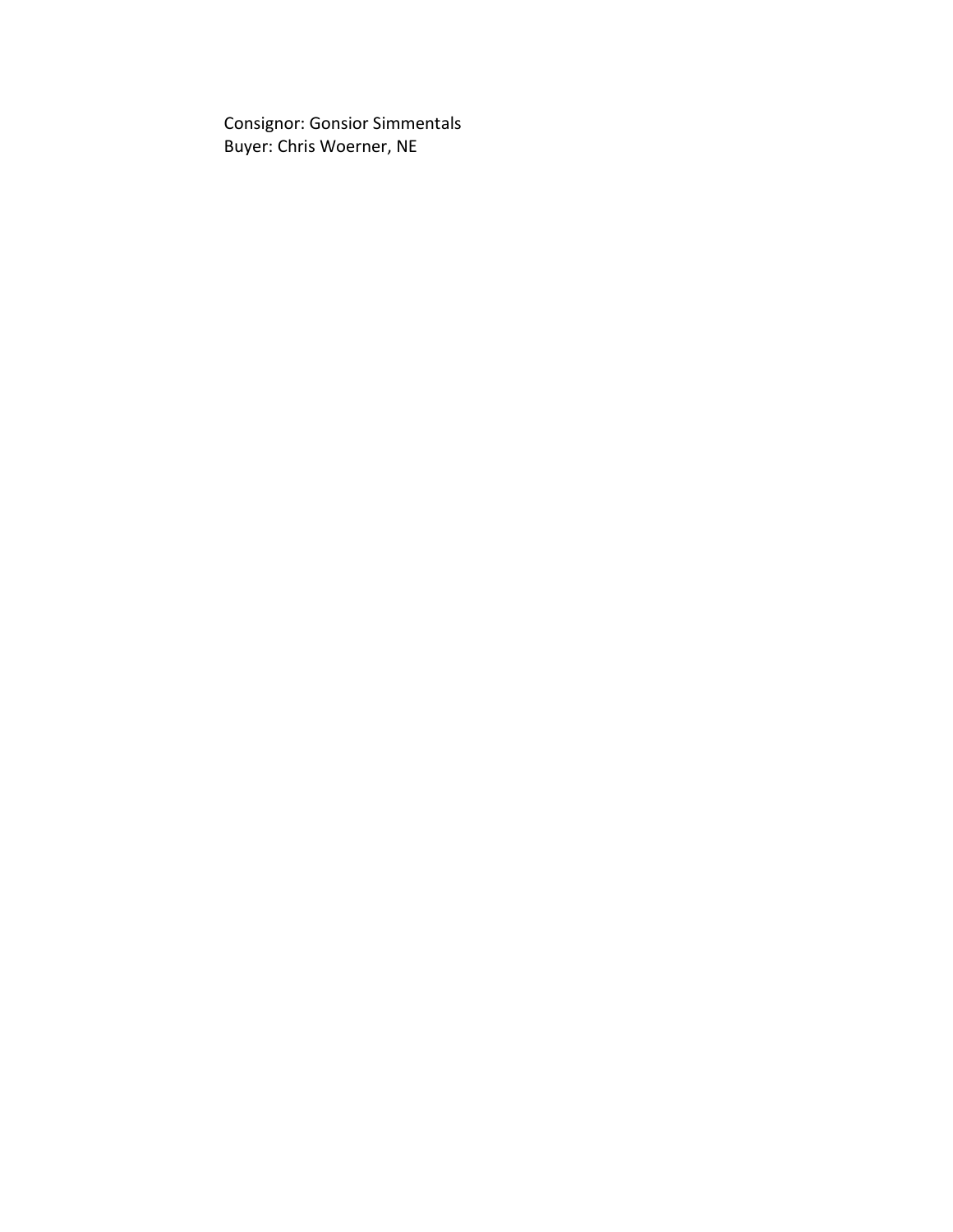Consignor: Gonsior Simmentals
Buyer: Chris Woerner, NE